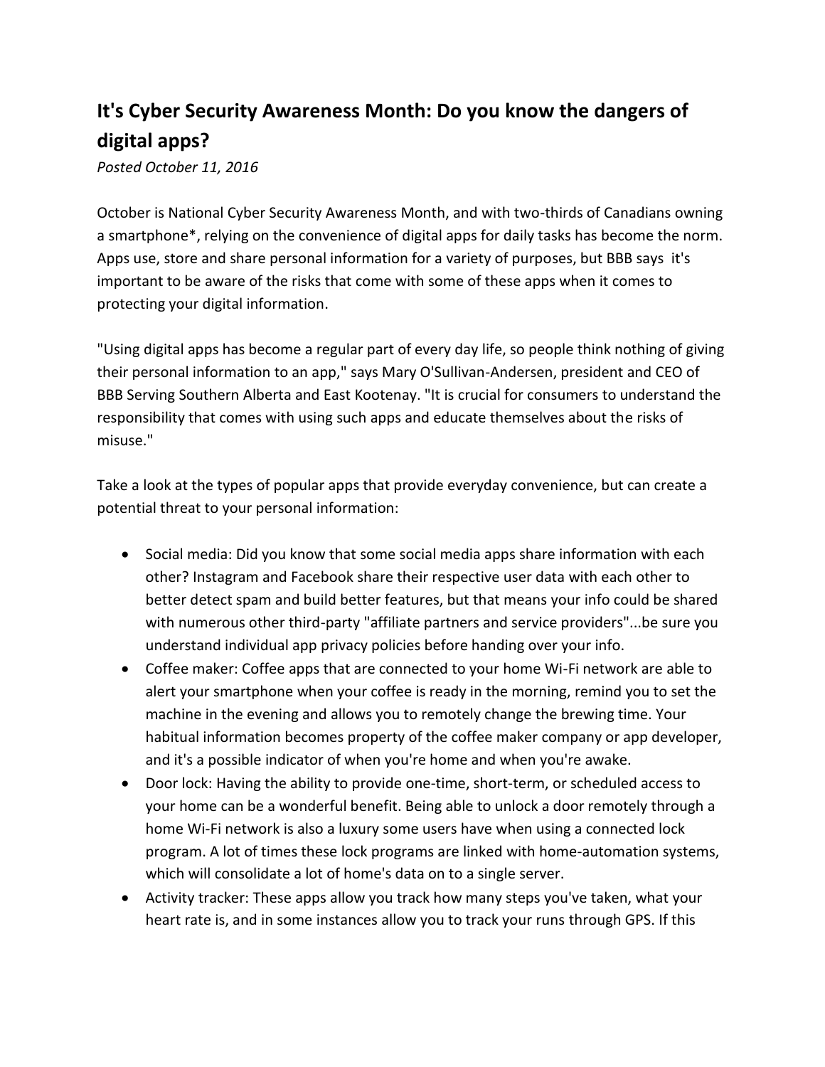## It's Cyber Security Awareness Month: Do you know the dangers of digital apps?

*Posted October 11, 2016*

October is National Cyber Security Awareness Month, and with two-thirds of Canadians owning a smartphone*, relying on the convenience of digital apps for daily tasks has become the norm. Apps use, store and share personal information for a variety of purposes, but BBB says it's important to be aware of the risks that come with some of these apps when it comes to protecting your digital information.

"Using digital apps has become a regular part of every day life, so people think nothing of giving their personal information to an app," says Mary O'Sullivan-Andersen, president and CEO of BBB Serving Southern Alberta and East Kootenay. "It is crucial for consumers to understand the responsibility that comes with using such apps and educate themselves about the risks of misuse."

Take a look at the types of popular apps that provide everyday convenience, but can create a potential threat to your personal information:

- Social media: Did you know that some social media apps share information with each other? Instagram and Facebook share their respective user data with each other to better detect spam and build better features, but that means your info could be shared with numerous other third-party "affiliate partners and service providers"...be sure you understand individual app privacy policies before handing over your info.
- Coffee maker: Coffee apps that are connected to your home Wi-Fi network are able to alert your smartphone when your coffee is ready in the morning, remind you to set the machine in the evening and allows you to remotely change the brewing time. Your habitual information becomes property of the coffee maker company or app developer, and it's a possible indicator of when you're home and when you're awake.
- Door lock: Having the ability to provide one-time, short-term, or scheduled access to your home can be a wonderful benefit. Being able to unlock a door remotely through a home Wi-Fi network is also a luxury some users have when using a connected lock program. A lot of times these lock programs are linked with home-automation systems, which will consolidate a lot of home's data on to a single server.
- Activity tracker: These apps allow you track how many steps you've taken, what your heart rate is, and in some instances allow you to track your runs through GPS. If this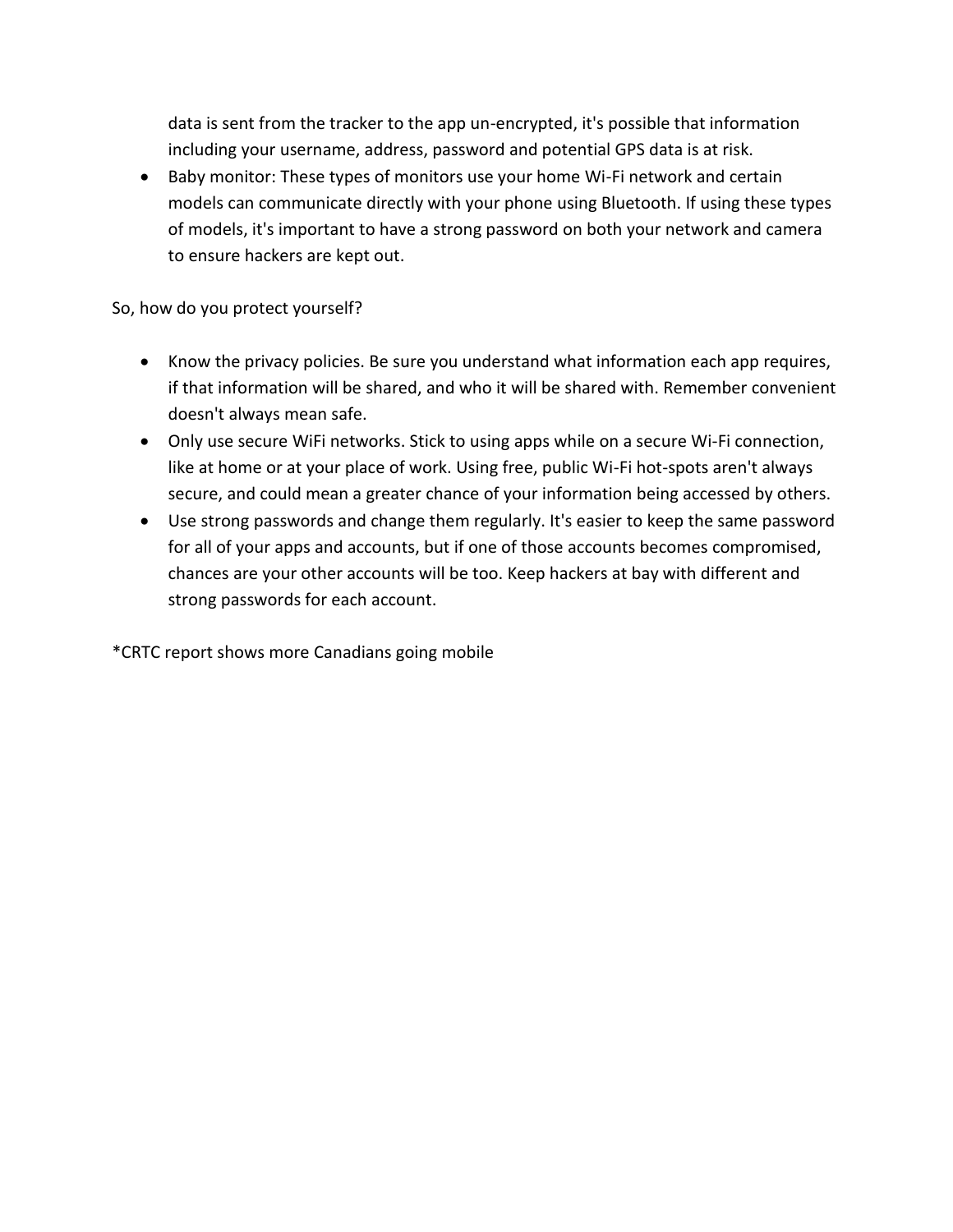data is sent from the tracker to the app un-encrypted, it's possible that information including your username, address, password and potential GPS data is at risk.

- Baby monitor: These types of monitors use your home Wi-Fi network and certain models can communicate directly with your phone using Bluetooth. If using these types of models, it's important to have a strong password on both your network and camera to ensure hackers are kept out.

So, how do you protect yourself?

- Know the privacy policies. Be sure you understand what information each app requires, if that information will be shared, and who it will be shared with. Remember convenient doesn't always mean safe.
- Only use secure WiFi networks. Stick to using apps while on a secure Wi-Fi connection, like at home or at your place of work. Using free, public Wi-Fi hot-spots aren't always secure, and could mean a greater chance of your information being accessed by others.
- Use strong passwords and change them regularly. It's easier to keep the same password for all of your apps and accounts, but if one of those accounts becomes compromised, chances are your other accounts will be too. Keep hackers at bay with different and strong passwords for each account.

*CRTC report shows more Canadians going mobile